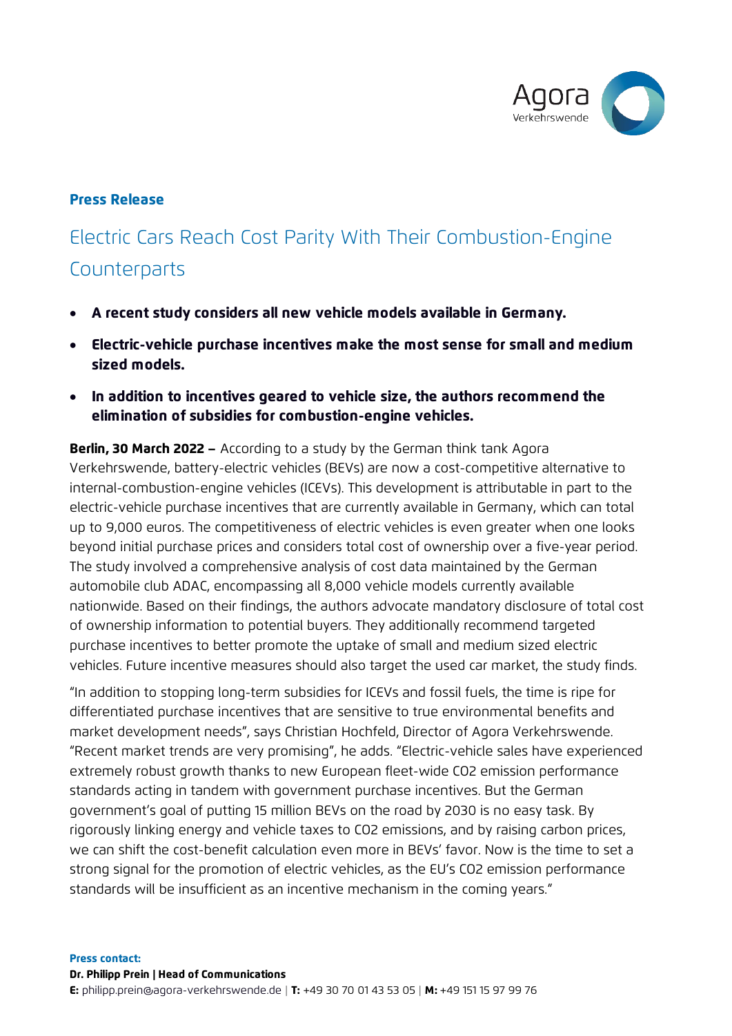**Press Release**

# Electric Cars Reach Cost Parity With Their Combustion-Engine Counterparts

- **A recent study considers all new vehicle models available in Germany.**
- **Electric-vehicle purchase incentives make the most sense for small and medium sized models.**
- **In addition to incentives geared to vehicle size, the authors recommend the elimination of subsidies for combustion-engine vehicles.**

**Berlin, 30 March 2022 –** According to a study by the German think tank Agora Verkehrswende, battery-electric vehicles (BEVs) are now a cost-competitive alternative to internal-combustion-engine vehicles (ICEVs). This development is attributable in part to the electric-vehicle purchase incentives that are currently available in Germany, which can total up to 9,000 euros. The competitiveness of electric vehicles is even greater when one looks beyond initial purchase prices and considers total cost of ownership over a five-year period. The study involved a comprehensive analysis of cost data maintained by the German automobile club ADAC, encompassing all 8,000 vehicle models currently available nationwide. Based on their findings, the authors advocate mandatory disclosure of total cost of ownership information to potential buyers. They additionally recommend targeted purchase incentives to better promote the uptake of small and medium sized electric vehicles. Future incentive measures should also target the used car market, the study finds.

"In addition to stopping long-term subsidies for ICEVs and fossil fuels, the time is ripe for differentiated purchase incentives that are sensitive to true environmental benefits and market development needs", says Christian Hochfeld, Director of Agora Verkehrswende. "Recent market trends are very promising", he adds. "Electric-vehicle sales have experienced extremely robust growth thanks to new European fleet-wide $CO_2$ emission performance standards acting in tandem with government purchase incentives. But the German government's goal of putting 15 million BEVs on the road by 2030 is no easy task. By rigorously linking energy and vehicle taxes to $CO_2$ emissions, and by raising carbon prices, we can shift the cost-benefit calculation even more in BEVs' favor. Now is the time to set a strong signal for the promotion of electric vehicles, as the EU's $CO_2$ emission performance standards will be insufficient as an incentive mechanism in the coming years."

**Press contact:**
**Dr. Philipp Prein | Head of Communications**
**E:** philipp.prein@agora-verkehrswende.de | **T:** +49 30 70 01 43 53 05 | **M:** +49 151 15 97 99 76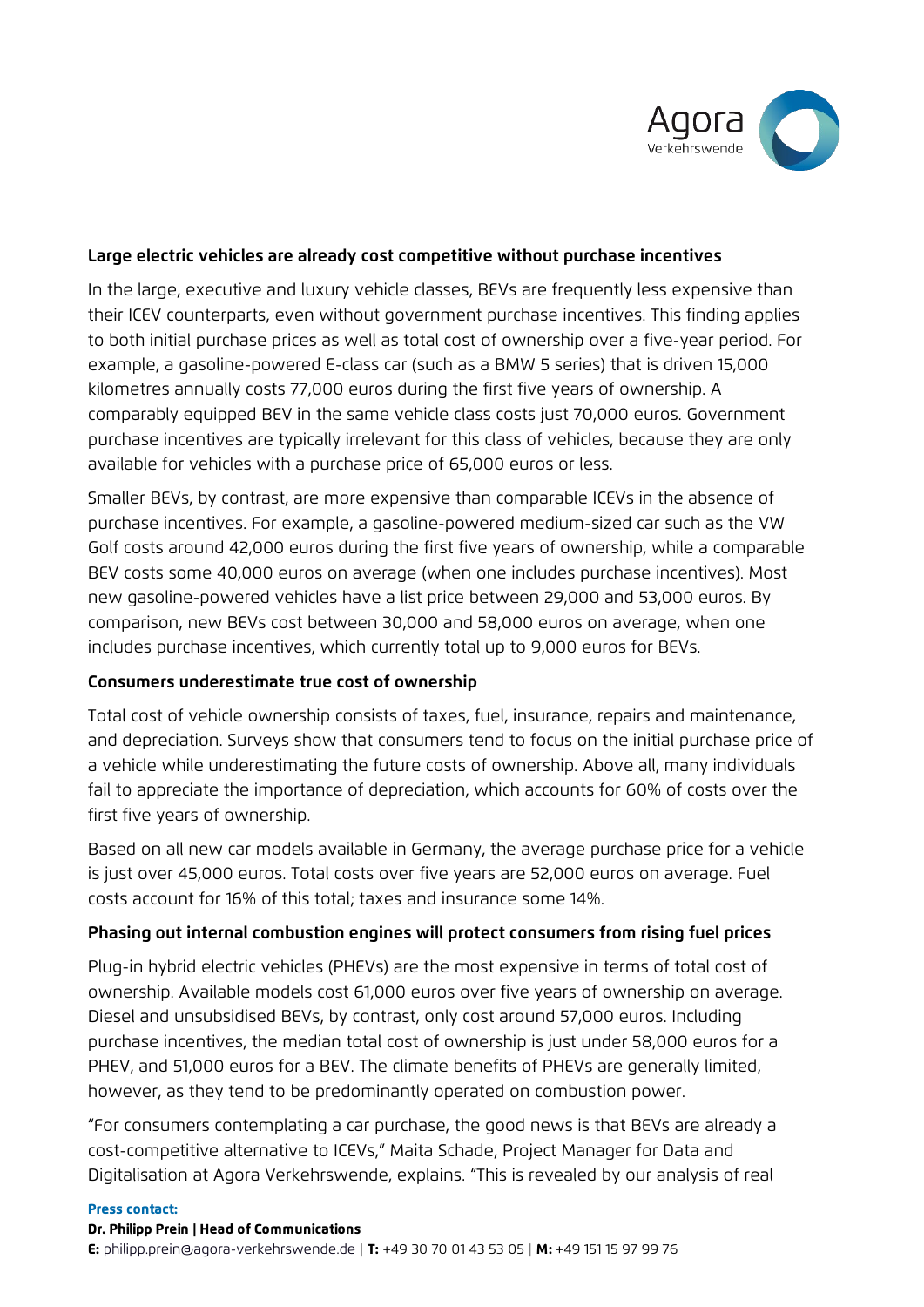### Large electric vehicles are already cost competitive without purchase incentives

In the large, executive and luxury vehicle classes, BEVs are frequently less expensive than their ICEV counterparts, even without government purchase incentives. This finding applies to both initial purchase prices as well as total cost of ownership over a five-year period. For example, a gasoline-powered E-class car (such as a BMW 5 series) that is driven 15,000 kilometres annually costs 77,000 euros during the first five years of ownership. A comparably equipped BEV in the same vehicle class costs just 70,000 euros. Government purchase incentives are typically irrelevant for this class of vehicles, because they are only available for vehicles with a purchase price of 65,000 euros or less.

Smaller BEVs, by contrast, are more expensive than comparable ICEVs in the absence of purchase incentives. For example, a gasoline-powered medium-sized car such as the VW Golf costs around 42,000 euros during the first five years of ownership, while a comparable BEV costs some 40,000 euros on average (when one includes purchase incentives). Most new gasoline-powered vehicles have a list price between 29,000 and 53,000 euros. By comparison, new BEVs cost between 30,000 and 58,000 euros on average, when one includes purchase incentives, which currently total up to 9,000 euros for BEVs.

### Consumers underestimate true cost of ownership

Total cost of vehicle ownership consists of taxes, fuel, insurance, repairs and maintenance, and depreciation. Surveys show that consumers tend to focus on the initial purchase price of a vehicle while underestimating the future costs of ownership. Above all, many individuals fail to appreciate the importance of depreciation, which accounts for 60% of costs over the first five years of ownership.

Based on all new car models available in Germany, the average purchase price for a vehicle is just over 45,000 euros. Total costs over five years are 52,000 euros on average. Fuel costs account for 16% of this total; taxes and insurance some 14%.

### Phasing out internal combustion engines will protect consumers from rising fuel prices

Plug-in hybrid electric vehicles (PHEVs) are the most expensive in terms of total cost of ownership. Available models cost 61,000 euros over five years of ownership on average. Diesel and unsubsidised BEVs, by contrast, only cost around 57,000 euros. Including purchase incentives, the median total cost of ownership is just under 58,000 euros for a PHEV, and 51,000 euros for a BEV. The climate benefits of PHEVs are generally limited, however, as they tend to be predominantly operated on combustion power.

"For consumers contemplating a car purchase, the good news is that BEVs are already a cost-competitive alternative to ICEVs," Maita Schade, Project Manager for Data and Digitalisation at Agora Verkehrswende, explains. "This is revealed by our analysis of real

**Press contact:**
**Dr. Philipp Prein | Head of Communications**
**E:** philipp.prein@agora-verkehrswende.de | **T:** +49 30 70 01 43 53 05 | **M:** +49 151 15 97 99 76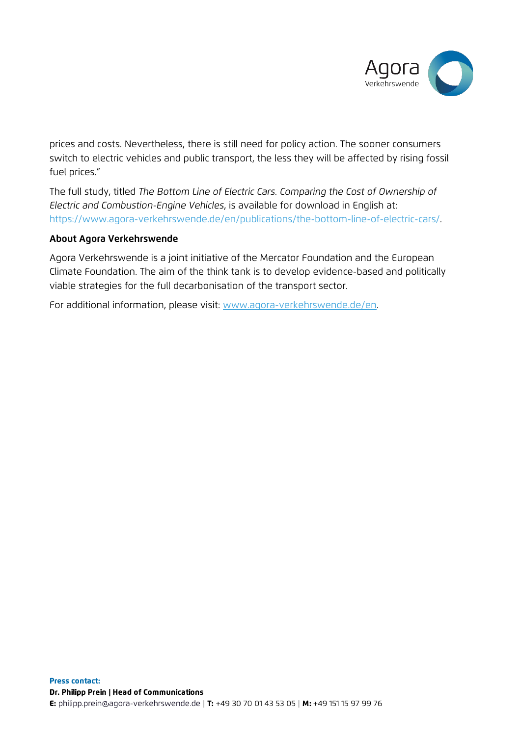prices and costs. Nevertheless, there is still need for policy action. The sooner consumers switch to electric vehicles and public transport, the less they will be affected by rising fossil fuel prices."

The full study, titled *The Bottom Line of Electric Cars. Comparing the Cost of Ownership of Electric and Combustion-Engine Vehicles*, is available for download in English at: https://www.agora-verkehrswende.de/en/publications/the-bottom-line-of-electric-cars/.

**About Agora Verkehrswende**

Agora Verkehrswende is a joint initiative of the Mercator Foundation and the European Climate Foundation. The aim of the think tank is to develop evidence-based and politically viable strategies for the full decarbonisation of the transport sector.

For additional information, please visit: www.agora-verkehrswende.de/en.

**Press contact:**
**Dr. Philipp Prein | Head of Communications**
**E:** philipp.prein@agora-verkehrswende.de | **T:** +49 30 70 01 43 53 05 | **M:** +49 151 15 97 99 76